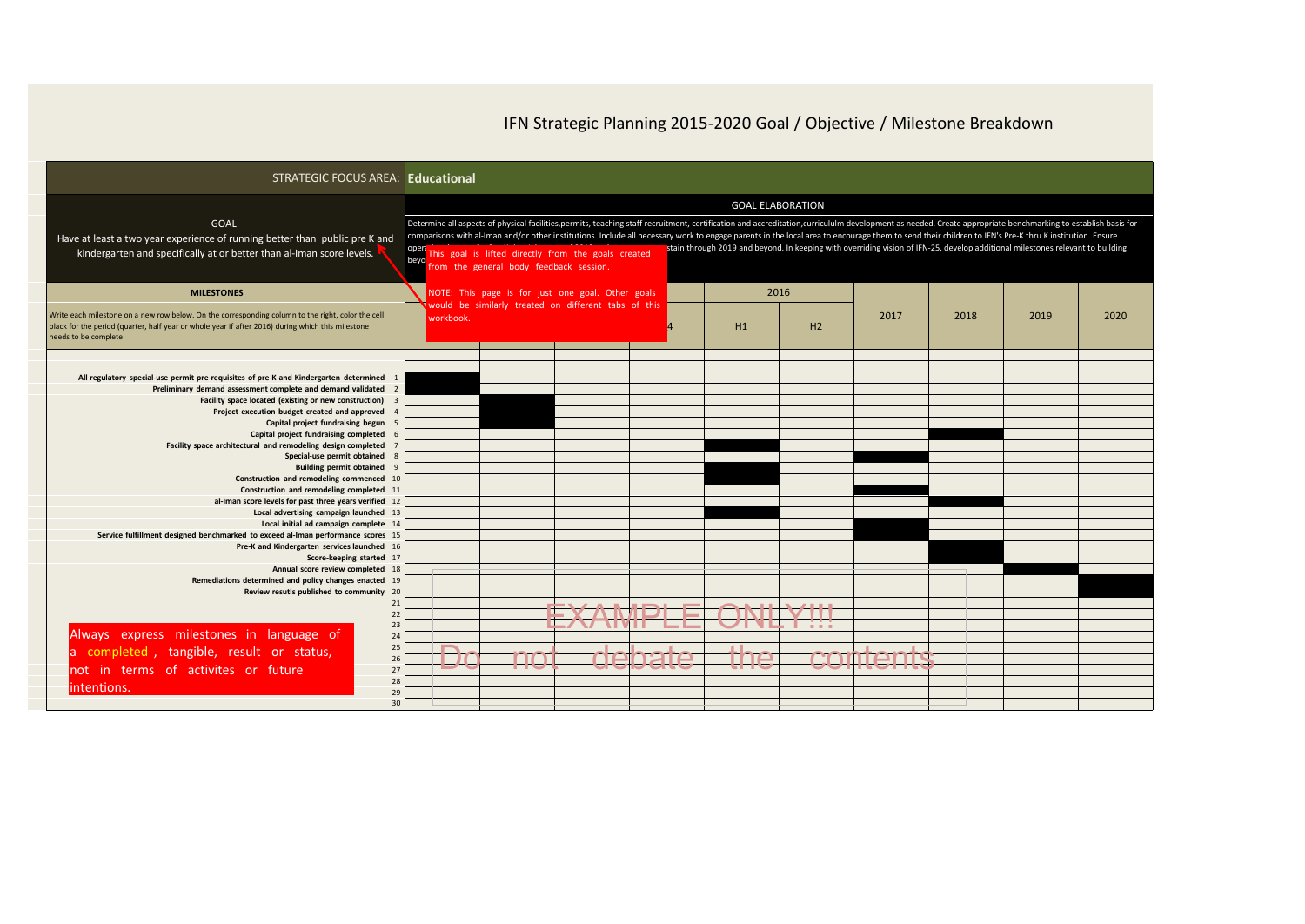# IFN Strategic Planning 2015-2020 Goal / Objective / Milestone Breakdown

**STRATEGIC FOCUS AREA: Educational**

**GOAL**

Have at least a two year experience of running better than public pre K and kindergarten and specifically at or better than al-Iman score levels.

**GOAL ELABORATION**

Determine all aspects of physical facilities,permits, teaching staff recruitment, certification and accreditation,curricululm development as needed. Create appropriate benchmarking to establish basis for comparisons with al-Iman and/or other institutions. Include all necessary work to engage parents in the local area to encourage them to send their children to IFN's Pre-K thru K institution. Ensure oper[...] stain through 2019 and beyond. In keeping with overriding vision of IFN-25, develop additional milestones relevant to building beyo[...]

This goal is lifted directly from the goals created from the general body feedback session.

NOTE: This page is for just one goal. Other goals would be similarly treated on different tabs of this workbook.

**MILESTONES**

Write each milestone on a new row below. On the corresponding column to the right, color the cell black for the period (quarter, half year or whole year if after 2016) during which this milestone needs to be complete

| Milestone | # | | | | 4 | 2016 H1 | 2016 H2 | 2017 | 2018 | 2019 | 2020 |
|---|---|---|---|---|---|---|---|---|---|---|---|
| All regulatory special-use permit pre-requisites of pre-K and Kindergarten determined | 1 | ■ | | | | | | | | | |
| Preliminary demand assessment complete and demand validated | 2 | ■ | | | | | | | | | |
| Facility space located (existing or new construction) | 3 | | ■ | | | | | | | | |
| Project execution budget created and approved | 4 | | ■ | | | | | | | | |
| Capital project fundraising begun | 5 | | ■ | | | | | | | | |
| Capital project fundraising completed | 6 | | | | | | | | ■ | | |
| Facility space architectural and remodeling design completed | 7 | | | | | ■ | | | | | |
| Special-use permit obtained | 8 | | | | | | | ■ | | | |
| Building permit obtained | 9 | | | | | ■ | | | | | |
| Construction and remodeling commenced | 10 | | | | | ■ | | | | | |
| Construction and remodeling completed | 11 | | | | | | | ■ | | | |
| al-Iman score levels for past three years verified | 12 | | | | | | | | ■ | | |
| Local advertising campaign launched | 13 | | | | | ■ | | | | | |
| Local initial ad campaign complete | 14 | | | | | | | ■ | | | |
| Service fulfillment designed benchmarked to exceed al-Iman performance scores | 15 | | | | | | | ■ | | | |
| Pre-K and Kindergarten services launched | 16 | | | | | | | | ■ | | |
| Score-keeping started | 17 | | | | | | | | ■ | | |
| Annual score review completed | 18 | | | | | | | | | ■ | |
| Remediations determined and policy changes enacted | 19 | | | | | | | | | | ■ |
| Review resutls published to community | 20 | | | | | | | | | | ■ |
| | 21 | | | | | | | | | | |
| | 22 | | | | | | | | | | |
| | 23 | | | | | | | | | | |
| | 24 | | | | | | | | | | |
| | 25 | | | | | | | | | | |
| | 26 | | | | | | | | | | |
| | 27 | | | | | | | | | | |
| | 28 | | | | | | | | | | |
| | 29 | | | | | | | | | | |
| | 30 | | | | | | | | | | |

EXAMPLE ONLY!!!

Do not debate the contents

Always express milestones in language of a completed, tangible, result or status, not in terms of activites or future intentions.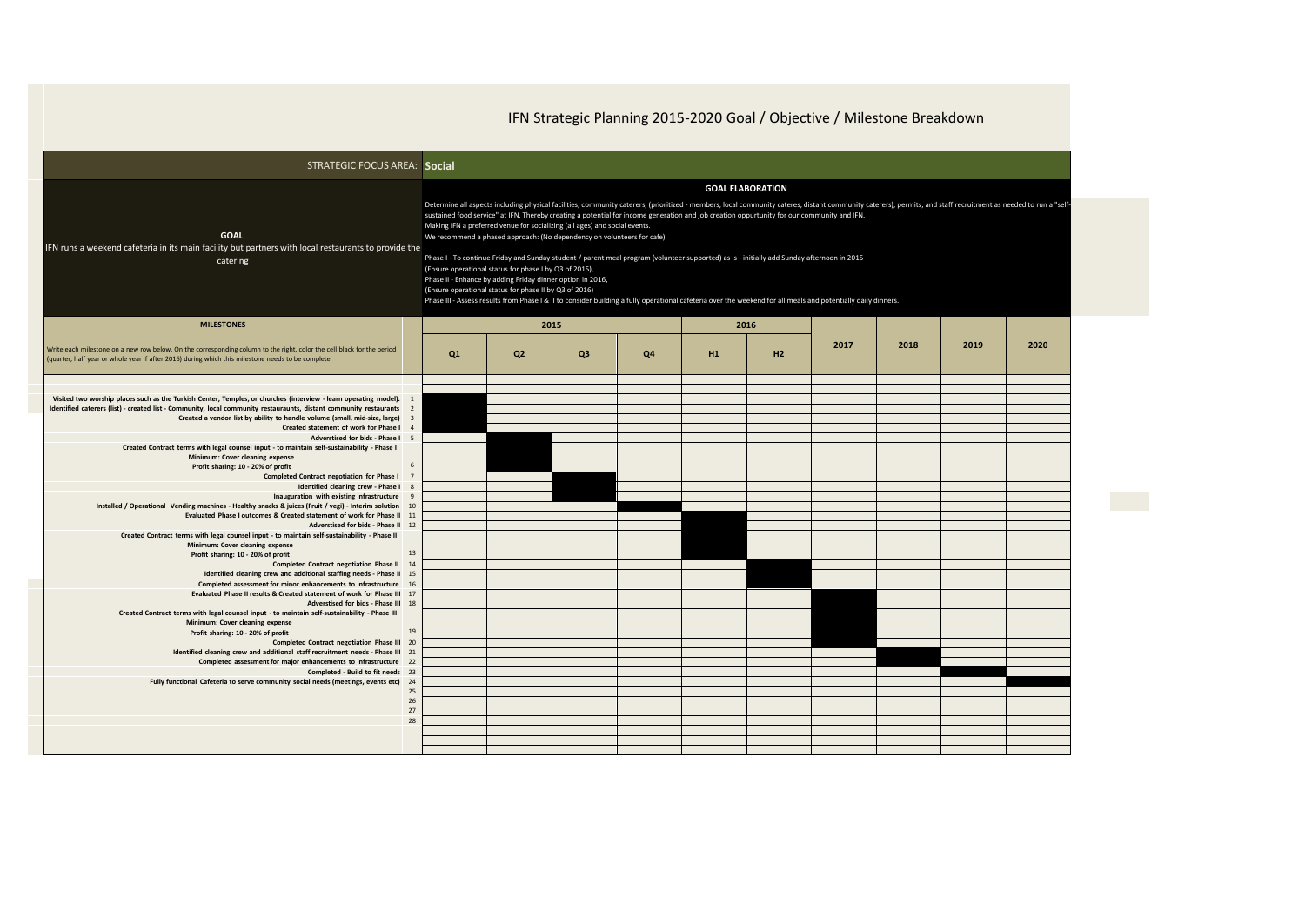# IFN Strategic Planning 2015-2020 Goal / Objective / Milestone Breakdown

**STRATEGIC FOCUS AREA: Social**

## GOAL

IFN runs a weekend cafeteria in its main facility but partners with local restaurants to provide the catering

## GOAL ELABORATION

Determine all aspects including physical facilities, community caterers, (prioritized - members, local community cateres, distant community caterers), permits, and staff recruitment as needed to run a "self-sustained food service" at IFN. Thereby creating a potential for income generation and job creation oppurtunity for our community and IFN.
Making IFN a preferred venue for socializing (all ages) and social events.
We recommend a phased approach: (No dependency on volunteers for cafe)

Phase I - To continue Friday and Sunday student / parent meal program (volunteer supported) as is - initially add Sunday afternoon in 2015
(Ensure operational status for phase I by Q3 of 2015),
Phase II - Enhance by adding Friday dinner option in 2016,
(Ensure operational status for phase II by Q3 of 2016)
Phase III - Assess results from Phase I & II to consider building a fully operational cafeteria over the weekend for all meals and potentially daily dinners.

## MILESTONES

Write each milestone on a new row below. On the corresponding column to the right, color the cell black for the period (quarter, half year or whole year if after 2016) during which this milestone needs to be complete

| Milestone | # | 2015 Q1 | 2015 Q2 | 2015 Q3 | 2015 Q4 | 2016 H1 | 2016 H2 | 2017 | 2018 | 2019 | 2020 |
|---|---|---|---|---|---|---|---|---|---|---|---|
| Visited two worship places such as the Turkish Center, Temples, or churches (interview - learn operating model). | 1 | ■ | | | | | | | | | |
| Identified caterers (list) - created list - Community, local community restauraunts, distant community restaurants | 2 | ■ | | | | | | | | | |
| Created a vendor list by ability to handle volume (small, mid-size, large) | 3 | ■ | | | | | | | | | |
| Created statement of work for Phase I | 4 | ■ | | | | | | | | | |
| Adverstised for bids - Phase I | 5 | | ■ | | | | | | | | |
| Created Contract terms with legal counsel input - to maintain self-sustainability - Phase I<br>Minimum: Cover cleaning expense<br>Profit sharing: 10 - 20% of profit | 6 | | ■ | | | | | | | | |
| Completed Contract negotiation for Phase I | 7 | | | ■ | | | | | | | |
| Identified cleaning crew - Phase I | 8 | | | ■ | | | | | | | |
| Inauguration with existing infrastructure | 9 | | | ■ | | | | | | | |
| Installed / Operational Vending machines - Healthy snacks & juices (Fruit / vegi) - Interim solution | 10 | | | | ■ | | | | | | |
| Evaluated Phase I outcomes & Created statement of work for Phase II | 11 | | | | | ■ | | | | | |
| Adverstised for bids - Phase II | 12 | | | | | ■ | | | | | |
| Created Contract terms with legal counsel input - to maintain self-sustainability - Phase II<br>Minimum: Cover cleaning expense<br>Profit sharing: 10 - 20% of profit | 13 | | | | | ■ | | | | | |
| Completed Contract negotiation Phase II | 14 | | | | | | ■ | | | | |
| Identified cleaning crew and additional staffing needs - Phase II | 15 | | | | | | ■ | | | | |
| Completed assessment for minor enhancements to infrastructure | 16 | | | | | | ■ | | | | |
| Evaluated Phase II results & Created statement of work for Phase III | 17 | | | | | | | ■ | | | |
| Adverstised for bids - Phase III | 18 | | | | | | | ■ | | | |
| Created Contract terms with legal counsel input - to maintain self-sustainability - Phase III<br>Minimum: Cover cleaning expense<br>Profit sharing: 10 - 20% of profit | 19 | | | | | | | ■ | | | |
| Completed Contract negotiation Phase III | 20 | | | | | | | ■ | | | |
| Identified cleaning crew and additional staff recruitment needs - Phase III | 21 | | | | | | | | ■ | | |
| Completed assessment for major enhancements to infrastructure | 22 | | | | | | | | ■ | | |
| Completed - Build to fit needs | 23 | | | | | | | | | ■ | |
| Fully functional Cafeteria to serve community social needs (meetings, events etc) | 24 | | | | | | | | | | ■ |
| | 25 | | | | | | | | | | |
| | 26 | | | | | | | | | | |
| | 27 | | | | | | | | | | |
| | 28 | | | | | | | | | | |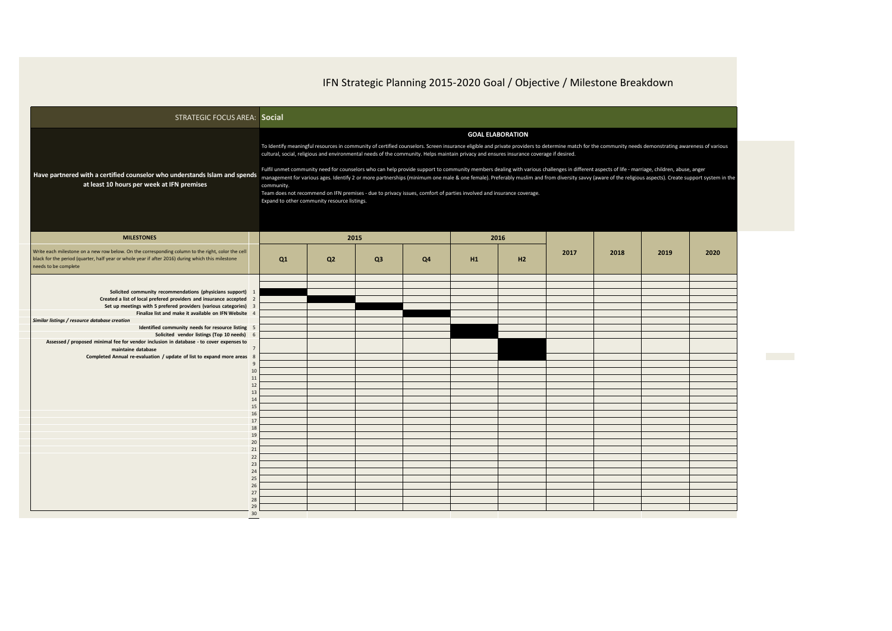# IFN Strategic Planning 2015-2020 Goal / Objective / Milestone Breakdown

**STRATEGIC FOCUS AREA: Social**

**Have partnered with a certified counselor who understands Islam and spends at least 10 hours per week at IFN premises**

**GOAL ELABORATION**

To Identify meaningful resources in community of certified counselors. Screen insurance eligible and private providers to determine match for the community needs demonstrating awareness of various cultural, social, religious and environmental needs of the community. Helps maintain privacy and ensures insurance coverage if desired.

Fulfil unmet community need for counselors who can help provide support to community members dealing with various challenges in different aspects of life - marriage, children, abuse, anger management for various ages. Identify 2 or more partnerships (minimum one male & one female). Preferably muslim and from diversity savvy (aware of the religious aspects). Create support system in the community.

Team does not recommend on IFN premises - due to privacy issues, comfort of parties involved and insurance coverage.

Expand to other community resource listings.

| MILESTONES | # | 2015 Q1 | 2015 Q2 | 2015 Q3 | 2015 Q4 | 2016 H1 | 2016 H2 | 2017 | 2018 | 2019 | 2020 |
|---|---|---|---|---|---|---|---|---|---|---|---|
| Write each milestone on a new row below. On the corresponding column to the right, color the cell black for the period (quarter, half year or whole year if after 2016) during which this milestone needs to be complete | | | | | | | | | | | |
| Solicited community recommendations (physicians support) | 1 | ■ | | | | | | | | | |
| Created a list of local prefered providers and insurance accepted | 2 | | ■ | | | | | | | | |
| Set up meetings with 5 prefered providers (various categories) | 3 | | | ■ | | | | | | | |
| Finalize list and make it available on IFN Website | 4 | | | | ■ | | | | | | |
| *Similar listings / resource database creation* | | | | | | | | | | | |
| Identified community needs for resource listing | 5 | | | | | ■ | | | | | |
| Solicited vendor listings (Top 10 needs) | 6 | | | | | ■ | | | | | |
| Assessed / proposed minimal fee for vendor inclusion in database - to cover expenses to maintaine database | 7 | | | | | | ■ | | | | |
| Completed Annual re-evaluation / update of list to expand more areas | 8 | | | | | | ■ | | | | |
| | 9 | | | | | | | | | | |
| | 10 | | | | | | | | | | |
| | 11 | | | | | | | | | | |
| | 12 | | | | | | | | | | |
| | 13 | | | | | | | | | | |
| | 14 | | | | | | | | | | |
| | 15 | | | | | | | | | | |
| | 16 | | | | | | | | | | |
| | 17 | | | | | | | | | | |
| | 18 | | | | | | | | | | |
| | 19 | | | | | | | | | | |
| | 20 | | | | | | | | | | |
| | 21 | | | | | | | | | | |
| | 22 | | | | | | | | | | |
| | 23 | | | | | | | | | | |
| | 24 | | | | | | | | | | |
| | 25 | | | | | | | | | | |
| | 26 | | | | | | | | | | |
| | 27 | | | | | | | | | | |
| | 28 | | | | | | | | | | |
| | 29 | | | | | | | | | | |
| | 30 | | | | | | | | | | |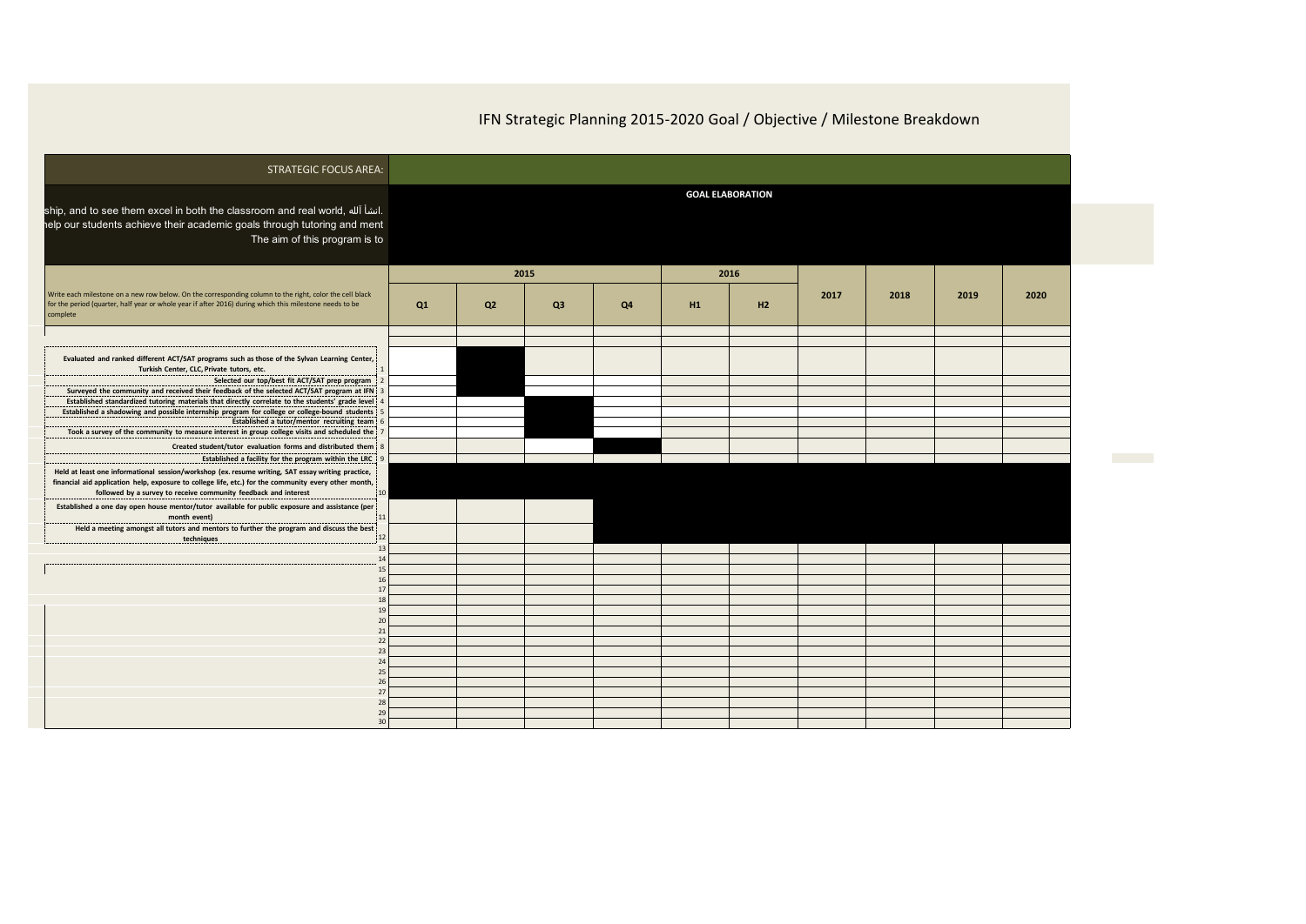# IFN Strategic Planning 2015-2020 Goal / Objective / Milestone Breakdown

STRATEGIC FOCUS AREA:

The aim of this program is to help our students achieve their academic goals through tutoring and mentorship, and to see them excel in both the classroom and real world, انشأ الله.

**GOAL ELABORATION**

| Write each milestone on a new row below. On the corresponding column to the right, color the cell black for the period (quarter, half year or whole year if after 2016) during which this milestone needs to be complete | # | 2015 Q1 | 2015 Q2 | 2015 Q3 | 2015 Q4 | 2016 H1 | 2016 H2 | 2017 | 2018 | 2019 | 2020 |
|---|---|---|---|---|---|---|---|---|---|---|---|
| **Evaluated and ranked different ACT/SAT programs such as those of the Sylvan Learning Center, Turkish Center, CLC, Private tutors, etc.** | 1 | | | | | | | | | | |
| **Selected our top/best fit ACT/SAT prep program** | 2 | | | | | | | | | | |
| **Surveyed the community and received their feedback of the selected ACT/SAT program at IFN** | 3 | | | | | | | | | | |
| **Established standardized tutoring materials that directly correlate to the students' grade level** | 4 | | | | | | | | | | |
| **Established a shadowing and possible internship program for college or college-bound students** | 5 | | | | | | | | | | |
| **Established a tutor/mentor recruiting team** | 6 | | | | | | | | | | |
| **Took a survey of the community to measure interest in group college visits and scheduled the** | 7 | | | | | | | | | | |
| **Created student/tutor evaluation forms and distributed them** | 8 | | | | | | | | | | |
| **Established a facility for the program within the LRC** | 9 | | | | | | | | | | |
| **Held at least one informational session/workshop (ex. resume writing, SAT essay writing practice, financial aid application help, exposure to college life, etc.) for the community every other month, followed by a survey to receive community feedback and interest** | 10 | | | | | | | | | | |
| **Established a one day open house mentor/tutor available for public exposure and assistance (per month event)** | 11 | | | | | | | | | | |
| **Held a meeting amongst all tutors and mentors to further the program and discuss the best techniques** | 12 | | | | | | | | | | |
| | 13 | | | | | | | | | | |
| | 14 | | | | | | | | | | |
| | 15 | | | | | | | | | | |
| | 16 | | | | | | | | | | |
| | 17 | | | | | | | | | | |
| | 18 | | | | | | | | | | |
| | 19 | | | | | | | | | | |
| | 20 | | | | | | | | | | |
| | 21 | | | | | | | | | | |
| | 22 | | | | | | | | | | |
| | 23 | | | | | | | | | | |
| | 24 | | | | | | | | | | |
| | 25 | | | | | | | | | | |
| | 26 | | | | | | | | | | |
| | 27 | | | | | | | | | | |
| | 28 | | | | | | | | | | |
| | 29 | | | | | | | | | | |
| | 30 | | | | | | | | | | |